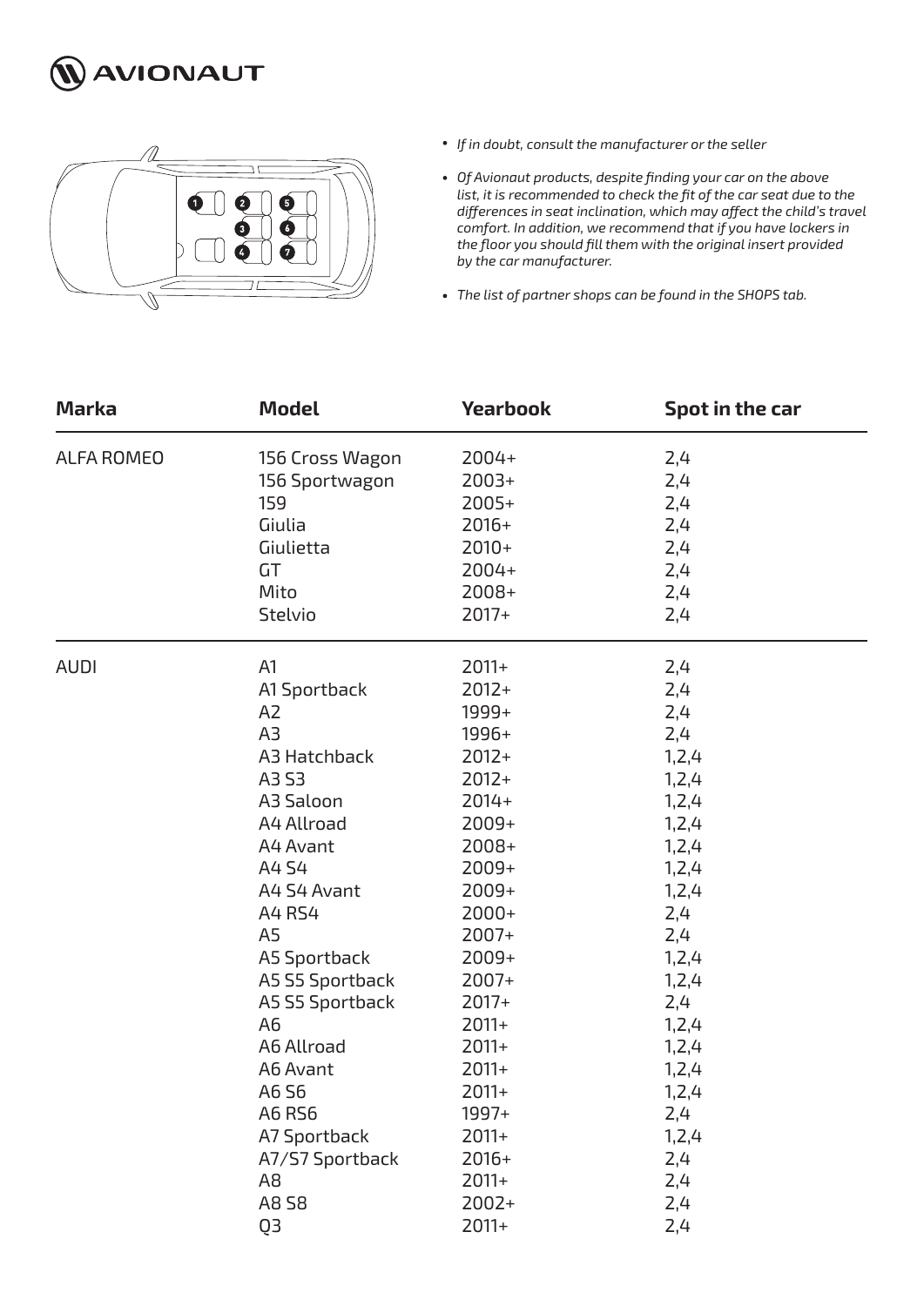AVIONAUT

- *If in doubt, consult the manufacturer or the seller*
- *Of Avionaut products, despite finding your car on the above list, it is recommended to check the fit of the car seat due to the differences in seat inclination, which may affect the child's travel comfort. In addition, we recommend that if you have lockers in the floor you should fill them with the original insert provided by the car manufacturer.*
- *The list of partner shops can be found in the SHOPS tab.*

| Marka | Model | Yearbook | Spot in the car |
|---|---|---|---|
| ALFA ROMEO | 156 Cross Wagon | 2004+ | 2,4 |
| | 156 Sportwagon | 2003+ | 2,4 |
| | 159 | 2005+ | 2,4 |
| | Giulia | 2016+ | 2,4 |
| | Giulietta | 2010+ | 2,4 |
| | GT | 2004+ | 2,4 |
| | Mito | 2008+ | 2,4 |
| | Stelvio | 2017+ | 2,4 |
| AUDI | A1 | 2011+ | 2,4 |
| | A1 Sportback | 2012+ | 2,4 |
| | A2 | 1999+ | 2,4 |
| | A3 | 1996+ | 2,4 |
| | A3 Hatchback | 2012+ | 1,2,4 |
| | A3 S3 | 2012+ | 1,2,4 |
| | A3 Saloon | 2014+ | 1,2,4 |
| | A4 Allroad | 2009+ | 1,2,4 |
| | A4 Avant | 2008+ | 1,2,4 |
| | A4 S4 | 2009+ | 1,2,4 |
| | A4 S4 Avant | 2009+ | 1,2,4 |
| | A4 RS4 | 2000+ | 2,4 |
| | A5 | 2007+ | 2,4 |
| | A5 Sportback | 2009+ | 1,2,4 |
| | A5 S5 Sportback | 2007+ | 1,2,4 |
| | A5 S5 Sportback | 2017+ | 2,4 |
| | A6 | 2011+ | 1,2,4 |
| | A6 Allroad | 2011+ | 1,2,4 |
| | A6 Avant | 2011+ | 1,2,4 |
| | A6 S6 | 2011+ | 1,2,4 |
| | A6 RS6 | 1997+ | 2,4 |
| | A7 Sportback | 2011+ | 1,2,4 |
| | A7/S7 Sportback | 2016+ | 2,4 |
| | A8 | 2011+ | 2,4 |
| | A8 S8 | 2002+ | 2,4 |
| | Q3 | 2011+ | 2,4 |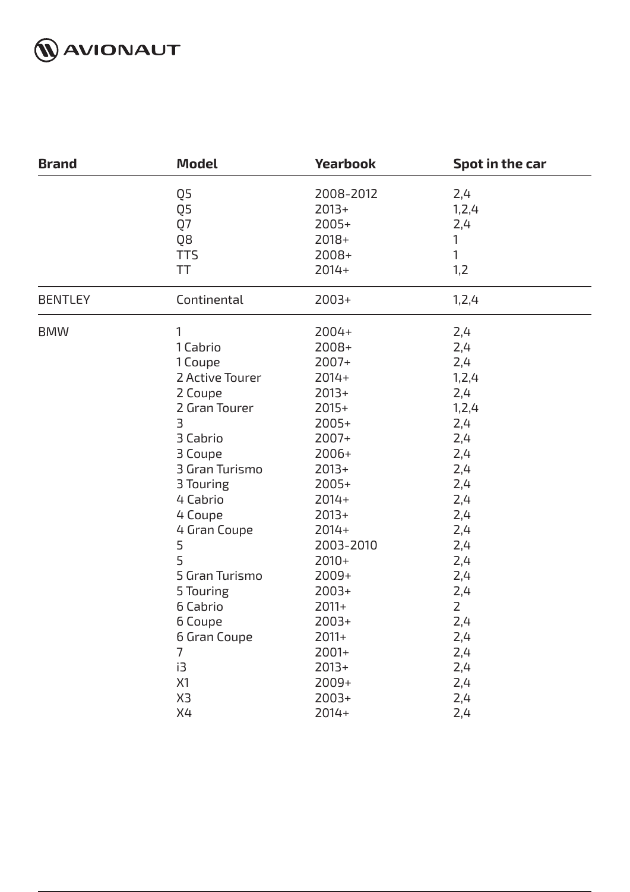| Brand | Model | Yearbook | Spot in the car |
|---|---|---|---|
| | Q5 | 2008-2012 | 2,4 |
| | Q5 | 2013+ | 1,2,4 |
| | Q7 | 2005+ | 2,4 |
| | Q8 | 2018+ | 1 |
| | TTS | 2008+ | 1 |
| | TT | 2014+ | 1,2 |
| BENTLEY | Continental | 2003+ | 1,2,4 |
| BMW | 1 | 2004+ | 2,4 |
| | 1 Cabrio | 2008+ | 2,4 |
| | 1 Coupe | 2007+ | 2,4 |
| | 2 Active Tourer | 2014+ | 1,2,4 |
| | 2 Coupe | 2013+ | 2,4 |
| | 2 Gran Tourer | 2015+ | 1,2,4 |
| | 3 | 2005+ | 2,4 |
| | 3 Cabrio | 2007+ | 2,4 |
| | 3 Coupe | 2006+ | 2,4 |
| | 3 Gran Turismo | 2013+ | 2,4 |
| | 3 Touring | 2005+ | 2,4 |
| | 4 Cabrio | 2014+ | 2,4 |
| | 4 Coupe | 2013+ | 2,4 |
| | 4 Gran Coupe | 2014+ | 2,4 |
| | 5 | 2003-2010 | 2,4 |
| | 5 | 2010+ | 2,4 |
| | 5 Gran Turismo | 2009+ | 2,4 |
| | 5 Touring | 2003+ | 2,4 |
| | 6 Cabrio | 2011+ | 2 |
| | 6 Coupe | 2003+ | 2,4 |
| | 6 Gran Coupe | 2011+ | 2,4 |
| | 7 | 2001+ | 2,4 |
| | i3 | 2013+ | 2,4 |
| | X1 | 2009+ | 2,4 |
| | X3 | 2003+ | 2,4 |
| | X4 | 2014+ | 2,4 |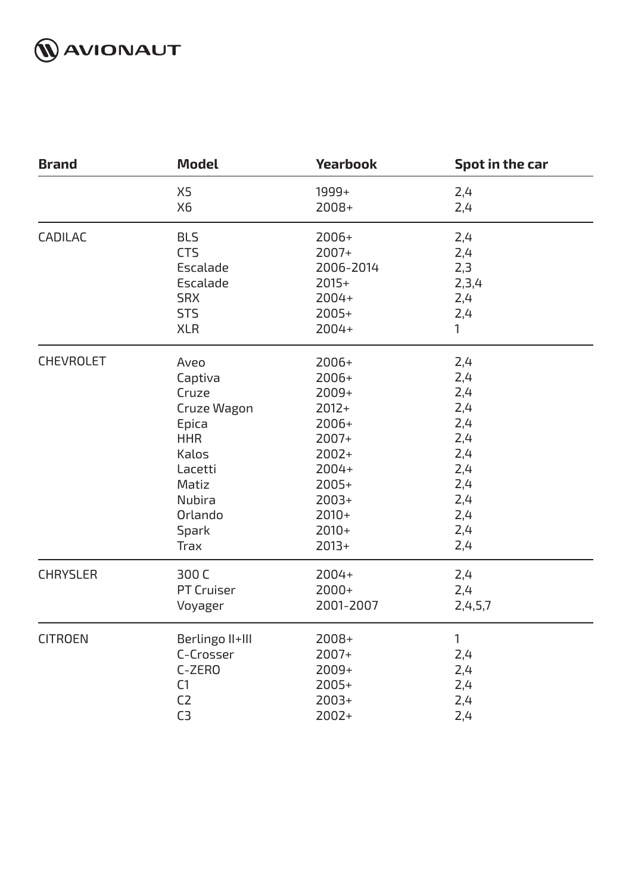| Brand | Model | Yearbook | Spot in the car |
|---|---|---|---|
| | X5 | 1999+ | 2,4 |
| | X6 | 2008+ | 2,4 |
| CADILAC | BLS | 2006+ | 2,4 |
| | CTS | 2007+ | 2,4 |
| | Escalade | 2006-2014 | 2,3 |
| | Escalade | 2015+ | 2,3,4 |
| | SRX | 2004+ | 2,4 |
| | STS | 2005+ | 2,4 |
| | XLR | 2004+ | 1 |
| CHEVROLET | Aveo | 2006+ | 2,4 |
| | Captiva | 2006+ | 2,4 |
| | Cruze | 2009+ | 2,4 |
| | Cruze Wagon | 2012+ | 2,4 |
| | Epica | 2006+ | 2,4 |
| | HHR | 2007+ | 2,4 |
| | Kalos | 2002+ | 2,4 |
| | Lacetti | 2004+ | 2,4 |
| | Matiz | 2005+ | 2,4 |
| | Nubira | 2003+ | 2,4 |
| | Orlando | 2010+ | 2,4 |
| | Spark | 2010+ | 2,4 |
| | Trax | 2013+ | 2,4 |
| CHRYSLER | 300 C | 2004+ | 2,4 |
| | PT Cruiser | 2000+ | 2,4 |
| | Voyager | 2001-2007 | 2,4,5,7 |
| CITROEN | Berlingo II+III | 2008+ | 1 |
| | C-Crosser | 2007+ | 2,4 |
| | C-ZERO | 2009+ | 2,4 |
| | C1 | 2005+ | 2,4 |
| | C2 | 2003+ | 2,4 |
| | C3 | 2002+ | 2,4 |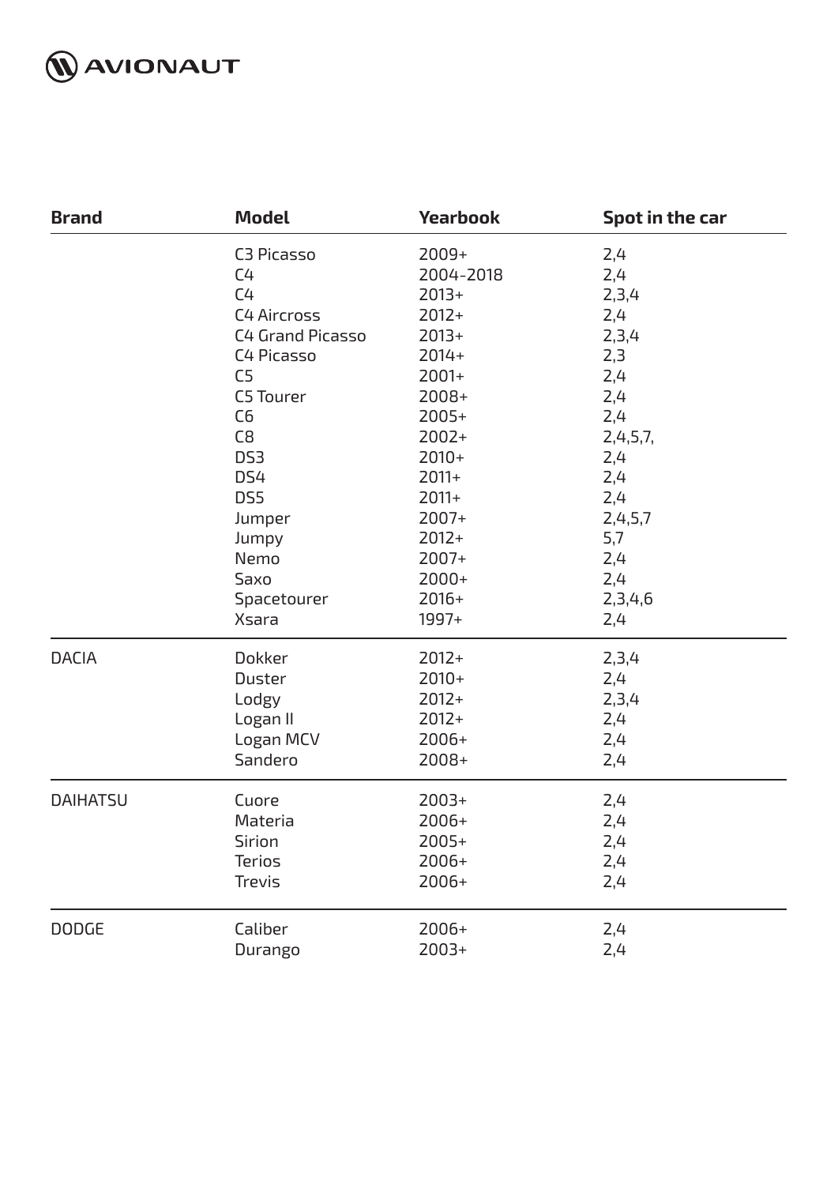| Brand | Model | Yearbook | Spot in the car |
|---|---|---|---|
| | C3 Picasso | 2009+ | 2,4 |
| | C4 | 2004-2018 | 2,4 |
| | C4 | 2013+ | 2,3,4 |
| | C4 Aircross | 2012+ | 2,4 |
| | C4 Grand Picasso | 2013+ | 2,3,4 |
| | C4 Picasso | 2014+ | 2,3 |
| | C5 | 2001+ | 2,4 |
| | C5 Tourer | 2008+ | 2,4 |
| | C6 | 2005+ | 2,4 |
| | C8 | 2002+ | 2,4,5,7, |
| | DS3 | 2010+ | 2,4 |
| | DS4 | 2011+ | 2,4 |
| | DS5 | 2011+ | 2,4 |
| | Jumper | 2007+ | 2,4,5,7 |
| | Jumpy | 2012+ | 5,7 |
| | Nemo | 2007+ | 2,4 |
| | Saxo | 2000+ | 2,4 |
| | Spacetourer | 2016+ | 2,3,4,6 |
| | Xsara | 1997+ | 2,4 |
| DACIA | Dokker | 2012+ | 2,3,4 |
| | Duster | 2010+ | 2,4 |
| | Lodgy | 2012+ | 2,3,4 |
| | Logan II | 2012+ | 2,4 |
| | Logan MCV | 2006+ | 2,4 |
| | Sandero | 2008+ | 2,4 |
| DAIHATSU | Cuore | 2003+ | 2,4 |
| | Materia | 2006+ | 2,4 |
| | Sirion | 2005+ | 2,4 |
| | Terios | 2006+ | 2,4 |
| | Trevis | 2006+ | 2,4 |
| DODGE | Caliber | 2006+ | 2,4 |
| | Durango | 2003+ | 2,4 |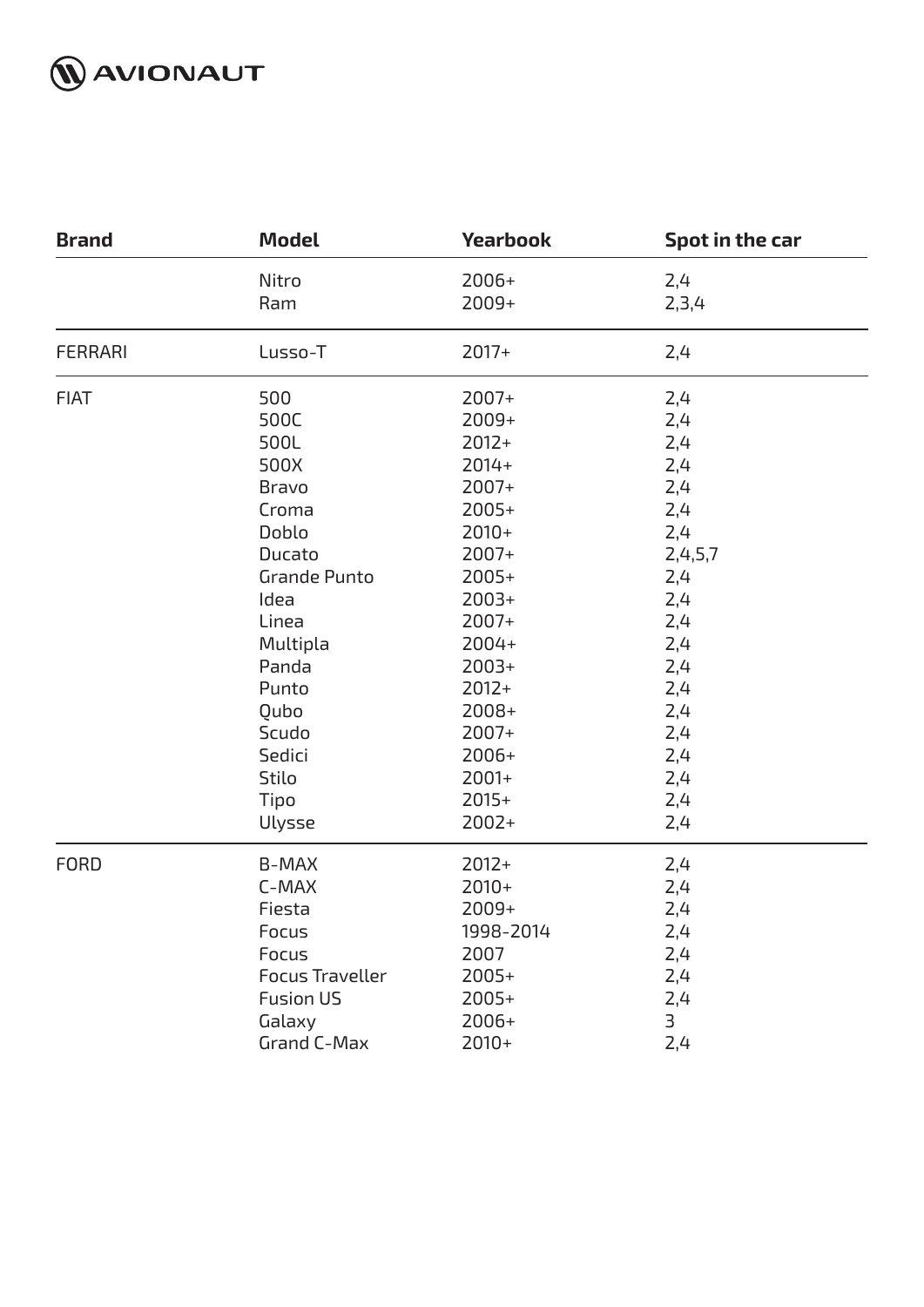| Brand | Model | Yearbook | Spot in the car |
|---|---|---|---|
| | Nitro | 2006+ | 2,4 |
| | Ram | 2009+ | 2,3,4 |
| FERRARI | Lusso-T | 2017+ | 2,4 |
| FIAT | 500 | 2007+ | 2,4 |
| | 500C | 2009+ | 2,4 |
| | 500L | 2012+ | 2,4 |
| | 500X | 2014+ | 2,4 |
| | Bravo | 2007+ | 2,4 |
| | Croma | 2005+ | 2,4 |
| | Doblo | 2010+ | 2,4 |
| | Ducato | 2007+ | 2,4,5,7 |
| | Grande Punto | 2005+ | 2,4 |
| | Idea | 2003+ | 2,4 |
| | Linea | 2007+ | 2,4 |
| | Multipla | 2004+ | 2,4 |
| | Panda | 2003+ | 2,4 |
| | Punto | 2012+ | 2,4 |
| | Qubo | 2008+ | 2,4 |
| | Scudo | 2007+ | 2,4 |
| | Sedici | 2006+ | 2,4 |
| | Stilo | 2001+ | 2,4 |
| | Tipo | 2015+ | 2,4 |
| | Ulysse | 2002+ | 2,4 |
| FORD | B-MAX | 2012+ | 2,4 |
| | C-MAX | 2010+ | 2,4 |
| | Fiesta | 2009+ | 2,4 |
| | Focus | 1998-2014 | 2,4 |
| | Focus | 2007 | 2,4 |
| | Focus Traveller | 2005+ | 2,4 |
| | Fusion US | 2005+ | 2,4 |
| | Galaxy | 2006+ | 3 |
| | Grand C-Max | 2010+ | 2,4 |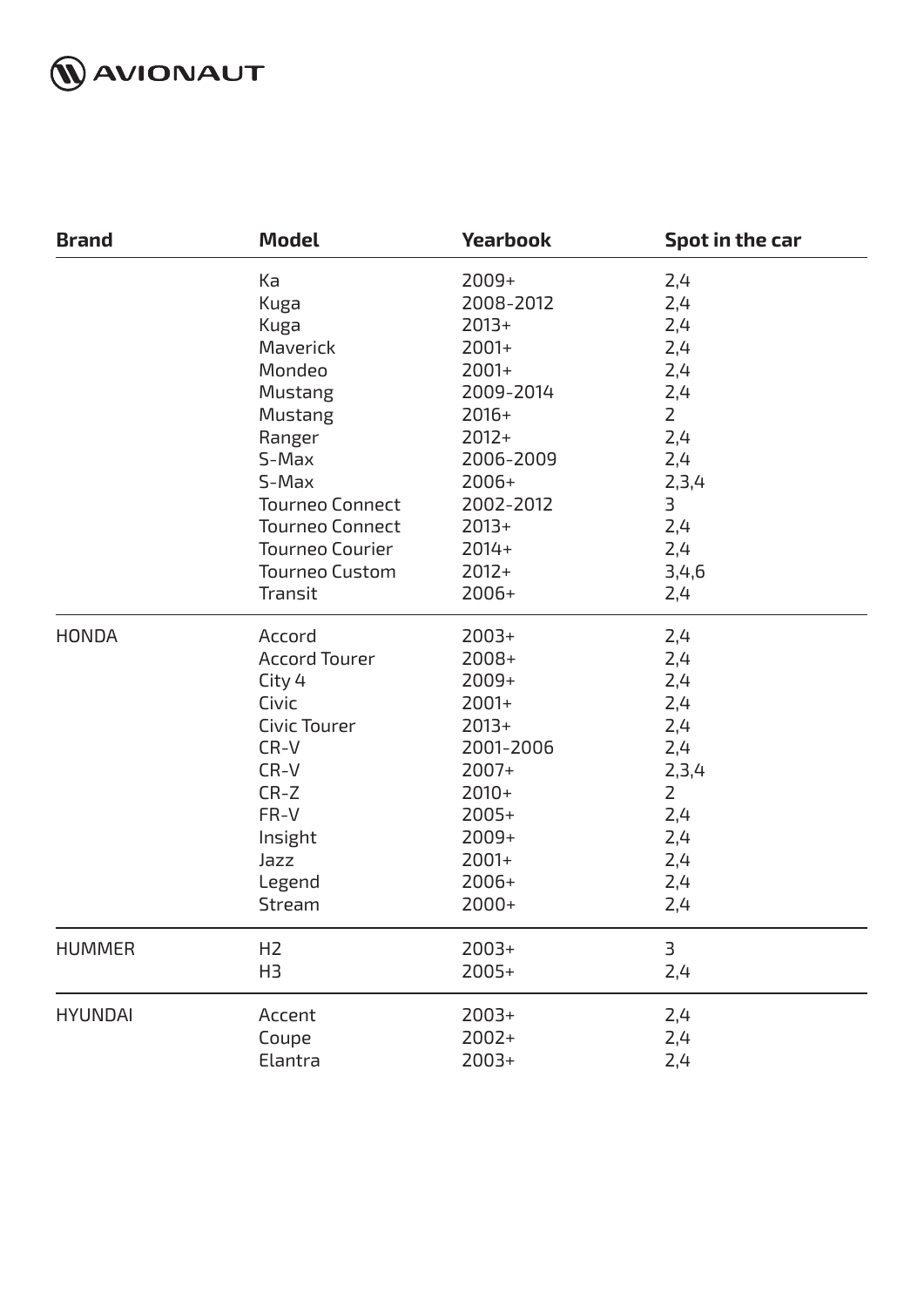| Brand | Model | Yearbook | Spot in the car |
|---|---|---|---|
| | Ka | 2009+ | 2,4 |
| | Kuga | 2008-2012 | 2,4 |
| | Kuga | 2013+ | 2,4 |
| | Maverick | 2001+ | 2,4 |
| | Mondeo | 2001+ | 2,4 |
| | Mustang | 2009-2014 | 2,4 |
| | Mustang | 2016+ | 2 |
| | Ranger | 2012+ | 2,4 |
| | S-Max | 2006-2009 | 2,4 |
| | S-Max | 2006+ | 2,3,4 |
| | Tourneo Connect | 2002-2012 | 3 |
| | Tourneo Connect | 2013+ | 2,4 |
| | Tourneo Courier | 2014+ | 2,4 |
| | Tourneo Custom | 2012+ | 3,4,6 |
| | Transit | 2006+ | 2,4 |
| HONDA | Accord | 2003+ | 2,4 |
| | Accord Tourer | 2008+ | 2,4 |
| | City 4 | 2009+ | 2,4 |
| | Civic | 2001+ | 2,4 |
| | Civic Tourer | 2013+ | 2,4 |
| | CR-V | 2001-2006 | 2,4 |
| | CR-V | 2007+ | 2,3,4 |
| | CR-Z | 2010+ | 2 |
| | FR-V | 2005+ | 2,4 |
| | Insight | 2009+ | 2,4 |
| | Jazz | 2001+ | 2,4 |
| | Legend | 2006+ | 2,4 |
| | Stream | 2000+ | 2,4 |
| HUMMER | H2 | 2003+ | 3 |
| | H3 | 2005+ | 2,4 |
| HYUNDAI | Accent | 2003+ | 2,4 |
| | Coupe | 2002+ | 2,4 |
| | Elantra | 2003+ | 2,4 |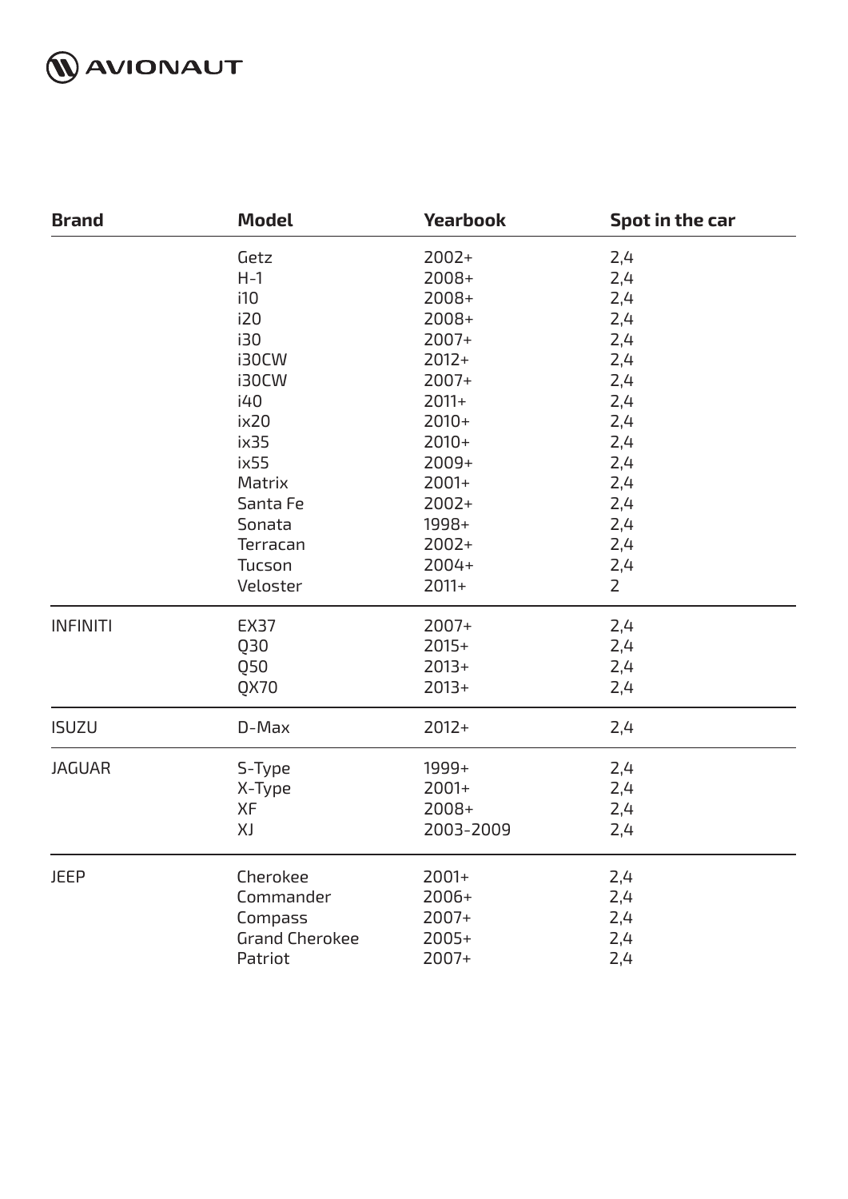| Brand | Model | Yearbook | Spot in the car |
|---|---|---|---|
| | Getz | 2002+ | 2,4 |
| | H-1 | 2008+ | 2,4 |
| | i10 | 2008+ | 2,4 |
| | i20 | 2008+ | 2,4 |
| | i30 | 2007+ | 2,4 |
| | i30CW | 2012+ | 2,4 |
| | i30CW | 2007+ | 2,4 |
| | i40 | 2011+ | 2,4 |
| | ix20 | 2010+ | 2,4 |
| | ix35 | 2010+ | 2,4 |
| | ix55 | 2009+ | 2,4 |
| | Matrix | 2001+ | 2,4 |
| | Santa Fe | 2002+ | 2,4 |
| | Sonata | 1998+ | 2,4 |
| | Terracan | 2002+ | 2,4 |
| | Tucson | 2004+ | 2,4 |
| | Veloster | 2011+ | 2 |
| INFINITI | EX37 | 2007+ | 2,4 |
| | Q30 | 2015+ | 2,4 |
| | Q50 | 2013+ | 2,4 |
| | QX70 | 2013+ | 2,4 |
| ISUZU | D-Max | 2012+ | 2,4 |
| JAGUAR | S-Type | 1999+ | 2,4 |
| | X-Type | 2001+ | 2,4 |
| | XF | 2008+ | 2,4 |
| | XJ | 2003-2009 | 2,4 |
| JEEP | Cherokee | 2001+ | 2,4 |
| | Commander | 2006+ | 2,4 |
| | Compass | 2007+ | 2,4 |
| | Grand Cherokee | 2005+ | 2,4 |
| | Patriot | 2007+ | 2,4 |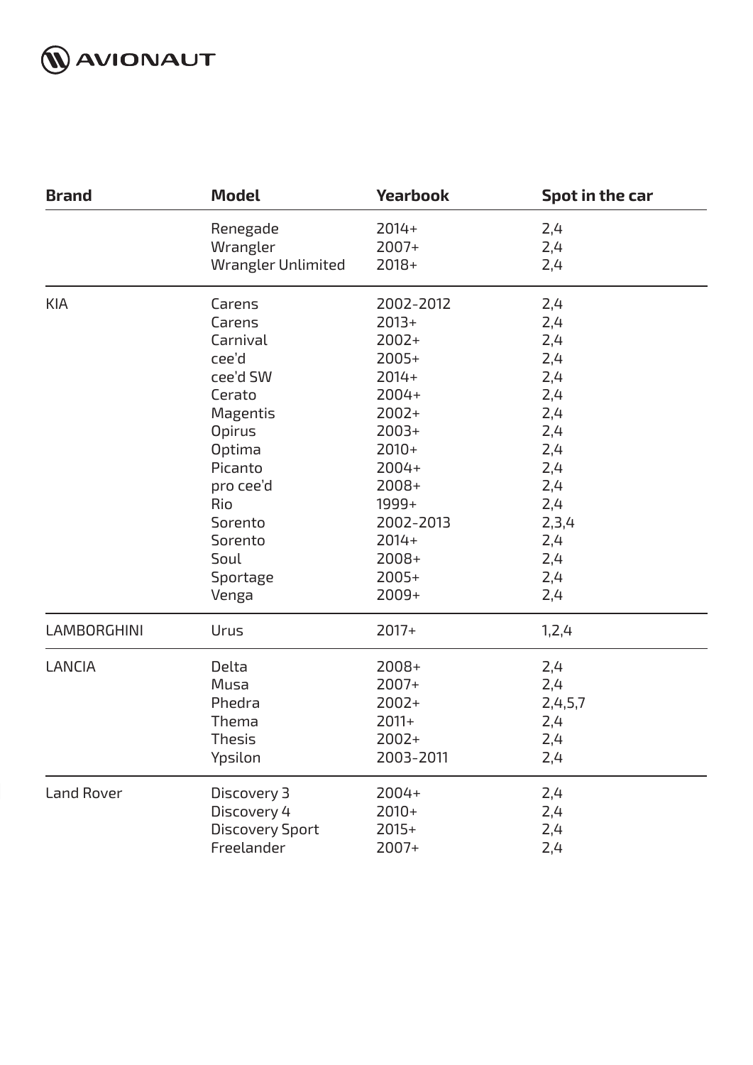| Brand | Model | Yearbook | Spot in the car |
|---|---|---|---|
| | Renegade | 2014+ | 2,4 |
| | Wrangler | 2007+ | 2,4 |
| | Wrangler Unlimited | 2018+ | 2,4 |
| KIA | Carens | 2002-2012 | 2,4 |
| | Carens | 2013+ | 2,4 |
| | Carnival | 2002+ | 2,4 |
| | cee'd | 2005+ | 2,4 |
| | cee'd SW | 2014+ | 2,4 |
| | Cerato | 2004+ | 2,4 |
| | Magentis | 2002+ | 2,4 |
| | Opirus | 2003+ | 2,4 |
| | Optima | 2010+ | 2,4 |
| | Picanto | 2004+ | 2,4 |
| | pro cee'd | 2008+ | 2,4 |
| | Rio | 1999+ | 2,4 |
| | Sorento | 2002-2013 | 2,3,4 |
| | Sorento | 2014+ | 2,4 |
| | Soul | 2008+ | 2,4 |
| | Sportage | 2005+ | 2,4 |
| | Venga | 2009+ | 2,4 |
| LAMBORGHINI | Urus | 2017+ | 1,2,4 |
| LANCIA | Delta | 2008+ | 2,4 |
| | Musa | 2007+ | 2,4 |
| | Phedra | 2002+ | 2,4,5,7 |
| | Thema | 2011+ | 2,4 |
| | Thesis | 2002+ | 2,4 |
| | Ypsilon | 2003-2011 | 2,4 |
| Land Rover | Discovery 3 | 2004+ | 2,4 |
| | Discovery 4 | 2010+ | 2,4 |
| | Discovery Sport | 2015+ | 2,4 |
| | Freelander | 2007+ | 2,4 |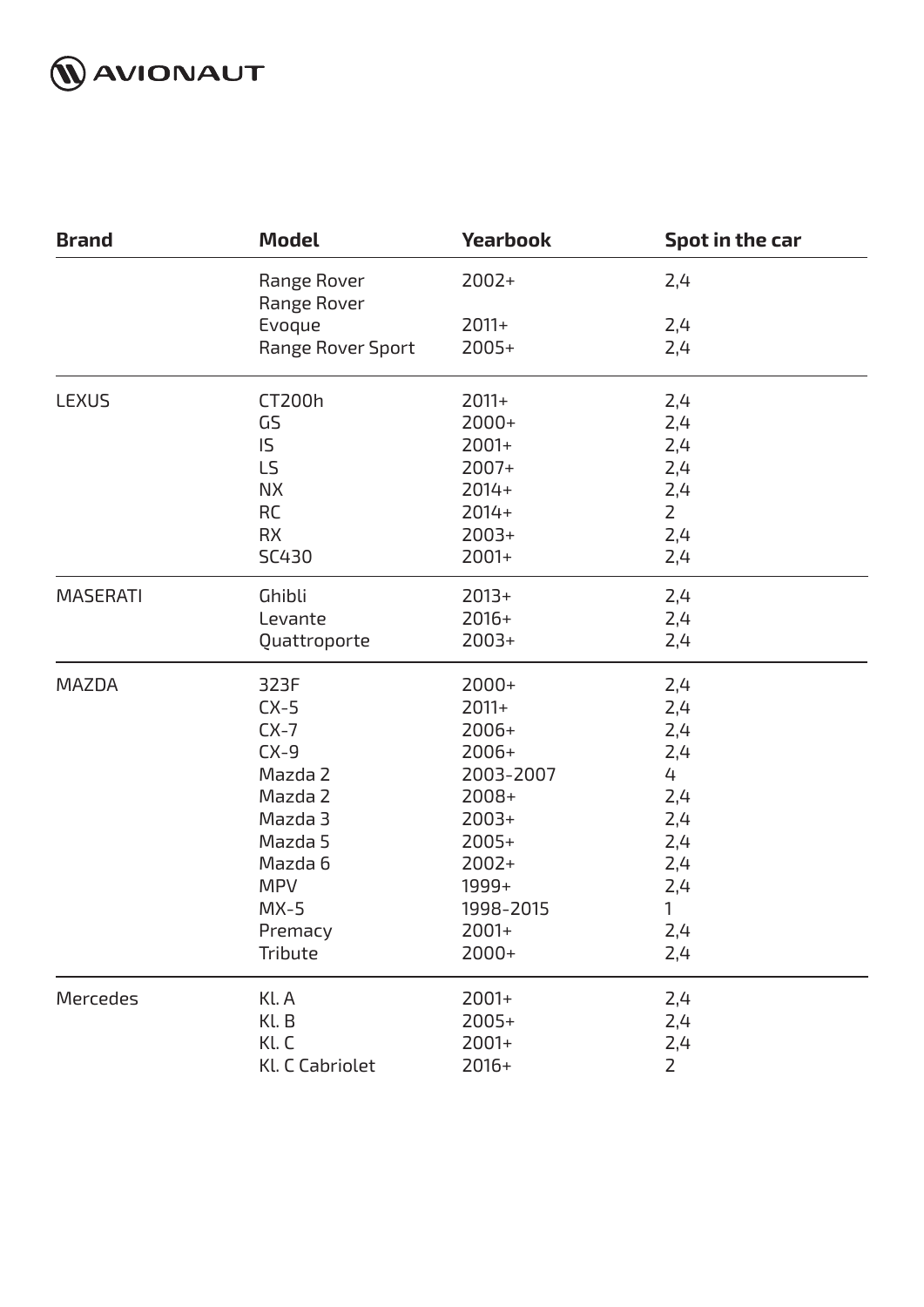| Brand | Model | Yearbook | Spot in the car |
|---|---|---|---|
| | Range Rover | 2002+ | 2,4 |
| | Range Rover Evoque | 2011+ | 2,4 |
| | Range Rover Sport | 2005+ | 2,4 |
| LEXUS | CT200h | 2011+ | 2,4 |
| | GS | 2000+ | 2,4 |
| | IS | 2001+ | 2,4 |
| | LS | 2007+ | 2,4 |
| | NX | 2014+ | 2,4 |
| | RC | 2014+ | 2 |
| | RX | 2003+ | 2,4 |
| | SC430 | 2001+ | 2,4 |
| MASERATI | Ghibli | 2013+ | 2,4 |
| | Levante | 2016+ | 2,4 |
| | Quattroporte | 2003+ | 2,4 |
| MAZDA | 323F | 2000+ | 2,4 |
| | CX-5 | 2011+ | 2,4 |
| | CX-7 | 2006+ | 2,4 |
| | CX-9 | 2006+ | 2,4 |
| | Mazda 2 | 2003-2007 | 4 |
| | Mazda 2 | 2008+ | 2,4 |
| | Mazda 3 | 2003+ | 2,4 |
| | Mazda 5 | 2005+ | 2,4 |
| | Mazda 6 | 2002+ | 2,4 |
| | MPV | 1999+ | 2,4 |
| | MX-5 | 1998-2015 | 1 |
| | Premacy | 2001+ | 2,4 |
| | Tribute | 2000+ | 2,4 |
| Mercedes | Kl. A | 2001+ | 2,4 |
| | Kl. B | 2005+ | 2,4 |
| | Kl. C | 2001+ | 2,4 |
| | Kl. C Cabriolet | 2016+ | 2 |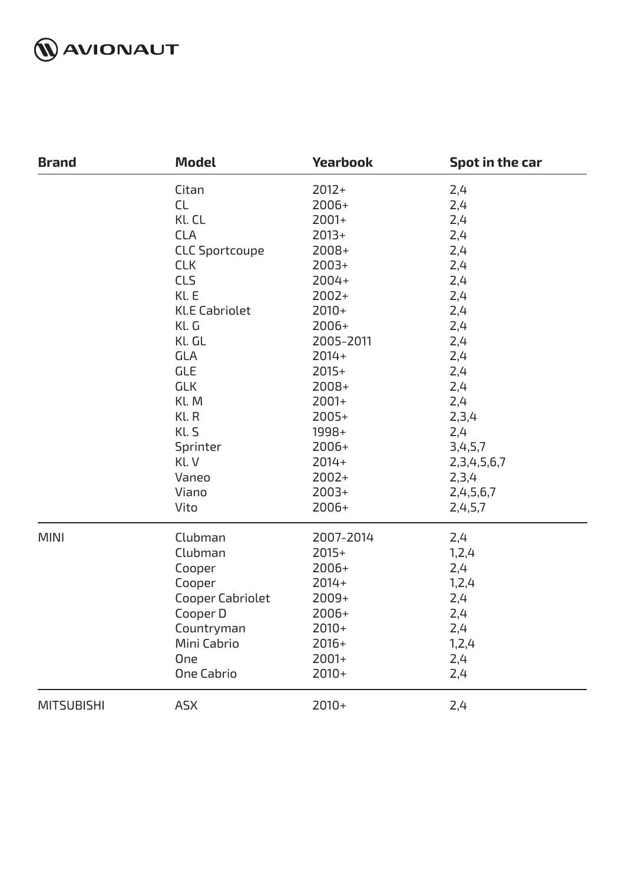| Brand | Model | Yearbook | Spot in the car |
|---|---|---|---|
| | Citan | 2012+ | 2,4 |
| | CL | 2006+ | 2,4 |
| | Kl. CL | 2001+ | 2,4 |
| | CLA | 2013+ | 2,4 |
| | CLC Sportcoupe | 2008+ | 2,4 |
| | CLK | 2003+ | 2,4 |
| | CLS | 2004+ | 2,4 |
| | Kl. E | 2002+ | 2,4 |
| | Kl.E Cabriolet | 2010+ | 2,4 |
| | Kl. G | 2006+ | 2,4 |
| | Kl. GL | 2005-2011 | 2,4 |
| | GLA | 2014+ | 2,4 |
| | GLE | 2015+ | 2,4 |
| | GLK | 2008+ | 2,4 |
| | Kl. M | 2001+ | 2,4 |
| | Kl. R | 2005+ | 2,3,4 |
| | Kl. S | 1998+ | 2,4 |
| | Sprinter | 2006+ | 3,4,5,7 |
| | Kl. V | 2014+ | 2,3,4,5,6,7 |
| | Vaneo | 2002+ | 2,3,4 |
| | Viano | 2003+ | 2,4,5,6,7 |
| | Vito | 2006+ | 2,4,5,7 |
| MINI | Clubman | 2007-2014 | 2,4 |
| | Clubman | 2015+ | 1,2,4 |
| | Cooper | 2006+ | 2,4 |
| | Cooper | 2014+ | 1,2,4 |
| | Cooper Cabriolet | 2009+ | 2,4 |
| | Cooper D | 2006+ | 2,4 |
| | Countryman | 2010+ | 2,4 |
| | Mini Cabrio | 2016+ | 1,2,4 |
| | One | 2001+ | 2,4 |
| | One Cabrio | 2010+ | 2,4 |
| MITSUBISHI | ASX | 2010+ | 2,4 |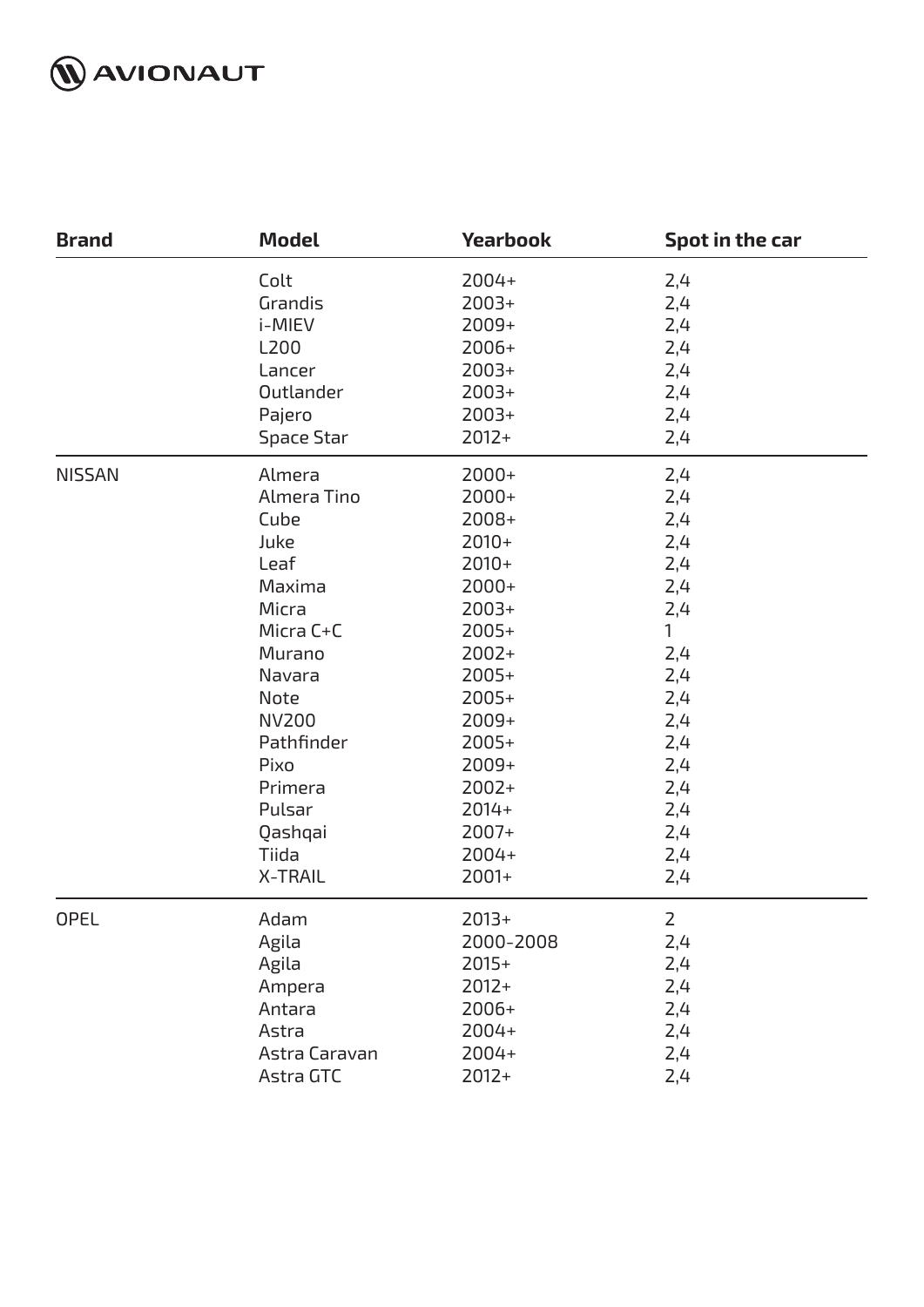![AVIONAUT]

| Brand | Model | Yearbook | Spot in the car |
|---|---|---|---|
| | Colt | 2004+ | 2,4 |
| | Grandis | 2003+ | 2,4 |
| | i-MIEV | 2009+ | 2,4 |
| | L200 | 2006+ | 2,4 |
| | Lancer | 2003+ | 2,4 |
| | Outlander | 2003+ | 2,4 |
| | Pajero | 2003+ | 2,4 |
| | Space Star | 2012+ | 2,4 |
| NISSAN | Almera | 2000+ | 2,4 |
| | Almera Tino | 2000+ | 2,4 |
| | Cube | 2008+ | 2,4 |
| | Juke | 2010+ | 2,4 |
| | Leaf | 2010+ | 2,4 |
| | Maxima | 2000+ | 2,4 |
| | Micra | 2003+ | 2,4 |
| | Micra C+C | 2005+ | 1 |
| | Murano | 2002+ | 2,4 |
| | Navara | 2005+ | 2,4 |
| | Note | 2005+ | 2,4 |
| | NV200 | 2009+ | 2,4 |
| | Pathfinder | 2005+ | 2,4 |
| | Pixo | 2009+ | 2,4 |
| | Primera | 2002+ | 2,4 |
| | Pulsar | 2014+ | 2,4 |
| | Qashqai | 2007+ | 2,4 |
| | Tiida | 2004+ | 2,4 |
| | X-TRAIL | 2001+ | 2,4 |
| OPEL | Adam | 2013+ | 2 |
| | Agila | 2000-2008 | 2,4 |
| | Agila | 2015+ | 2,4 |
| | Ampera | 2012+ | 2,4 |
| | Antara | 2006+ | 2,4 |
| | Astra | 2004+ | 2,4 |
| | Astra Caravan | 2004+ | 2,4 |
| | Astra GTC | 2012+ | 2,4 |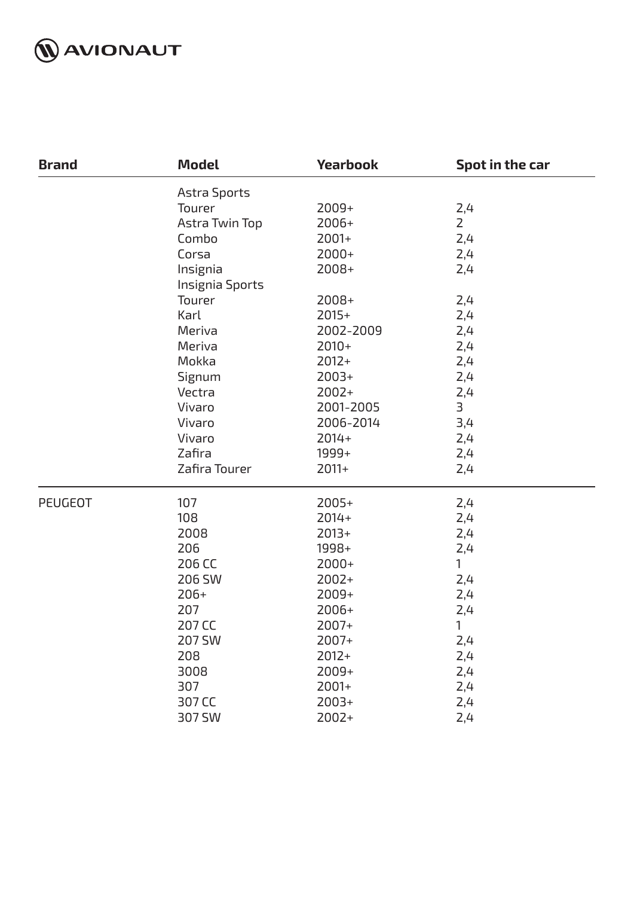| Brand | Model | Yearbook | Spot in the car |
|---|---|---|---|
| | Astra Sports Tourer | 2009+ | 2,4 |
| | Astra Twin Top | 2006+ | 2 |
| | Combo | 2001+ | 2,4 |
| | Corsa | 2000+ | 2,4 |
| | Insignia | 2008+ | 2,4 |
| | Insignia Sports Tourer | 2008+ | 2,4 |
| | Karl | 2015+ | 2,4 |
| | Meriva | 2002-2009 | 2,4 |
| | Meriva | 2010+ | 2,4 |
| | Mokka | 2012+ | 2,4 |
| | Signum | 2003+ | 2,4 |
| | Vectra | 2002+ | 2,4 |
| | Vivaro | 2001-2005 | 3 |
| | Vivaro | 2006-2014 | 3,4 |
| | Vivaro | 2014+ | 2,4 |
| | Zafira | 1999+ | 2,4 |
| | Zafira Tourer | 2011+ | 2,4 |
| PEUGEOT | 107 | 2005+ | 2,4 |
| | 108 | 2014+ | 2,4 |
| | 2008 | 2013+ | 2,4 |
| | 206 | 1998+ | 2,4 |
| | 206 CC | 2000+ | 1 |
| | 206 SW | 2002+ | 2,4 |
| | 206+ | 2009+ | 2,4 |
| | 207 | 2006+ | 2,4 |
| | 207 CC | 2007+ | 1 |
| | 207 SW | 2007+ | 2,4 |
| | 208 | 2012+ | 2,4 |
| | 3008 | 2009+ | 2,4 |
| | 307 | 2001+ | 2,4 |
| | 307 CC | 2003+ | 2,4 |
| | 307 SW | 2002+ | 2,4 |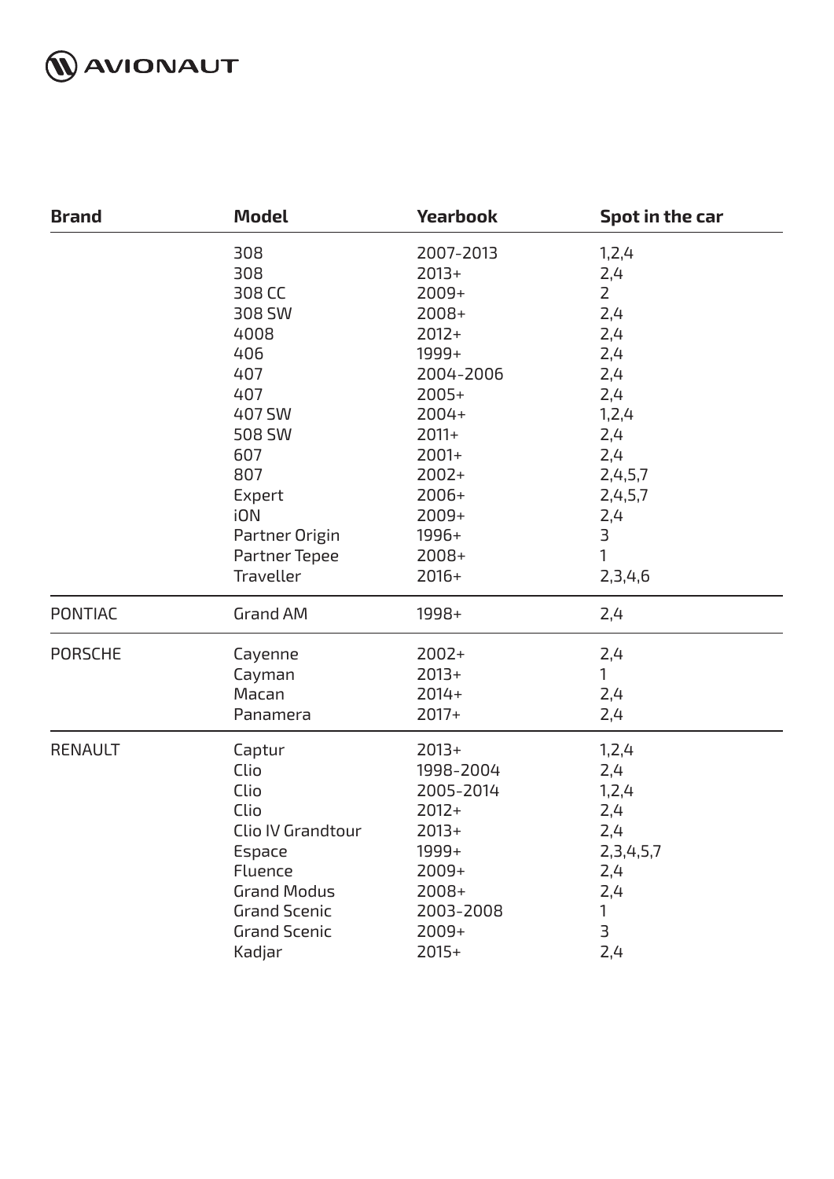**AVIONAUT**

| Brand | Model | Yearbook | Spot in the car |
|---|---|---|---|
| | 308 | 2007-2013 | 1,2,4 |
| | 308 | 2013+ | 2,4 |
| | 308 CC | 2009+ | 2 |
| | 308 SW | 2008+ | 2,4 |
| | 4008 | 2012+ | 2,4 |
| | 406 | 1999+ | 2,4 |
| | 407 | 2004-2006 | 2,4 |
| | 407 | 2005+ | 2,4 |
| | 407 SW | 2004+ | 1,2,4 |
| | 508 SW | 2011+ | 2,4 |
| | 607 | 2001+ | 2,4 |
| | 807 | 2002+ | 2,4,5,7 |
| | Expert | 2006+ | 2,4,5,7 |
| | iON | 2009+ | 2,4 |
| | Partner Origin | 1996+ | 3 |
| | Partner Tepee | 2008+ | 1 |
| | Traveller | 2016+ | 2,3,4,6 |
| PONTIAC | Grand AM | 1998+ | 2,4 |
| PORSCHE | Cayenne | 2002+ | 2,4 |
| | Cayman | 2013+ | 1 |
| | Macan | 2014+ | 2,4 |
| | Panamera | 2017+ | 2,4 |
| RENAULT | Captur | 2013+ | 1,2,4 |
| | Clio | 1998-2004 | 2,4 |
| | Clio | 2005-2014 | 1,2,4 |
| | Clio | 2012+ | 2,4 |
| | Clio IV Grandtour | 2013+ | 2,4 |
| | Espace | 1999+ | 2,3,4,5,7 |
| | Fluence | 2009+ | 2,4 |
| | Grand Modus | 2008+ | 2,4 |
| | Grand Scenic | 2003-2008 | 1 |
| | Grand Scenic | 2009+ | 3 |
| | Kadjar | 2015+ | 2,4 |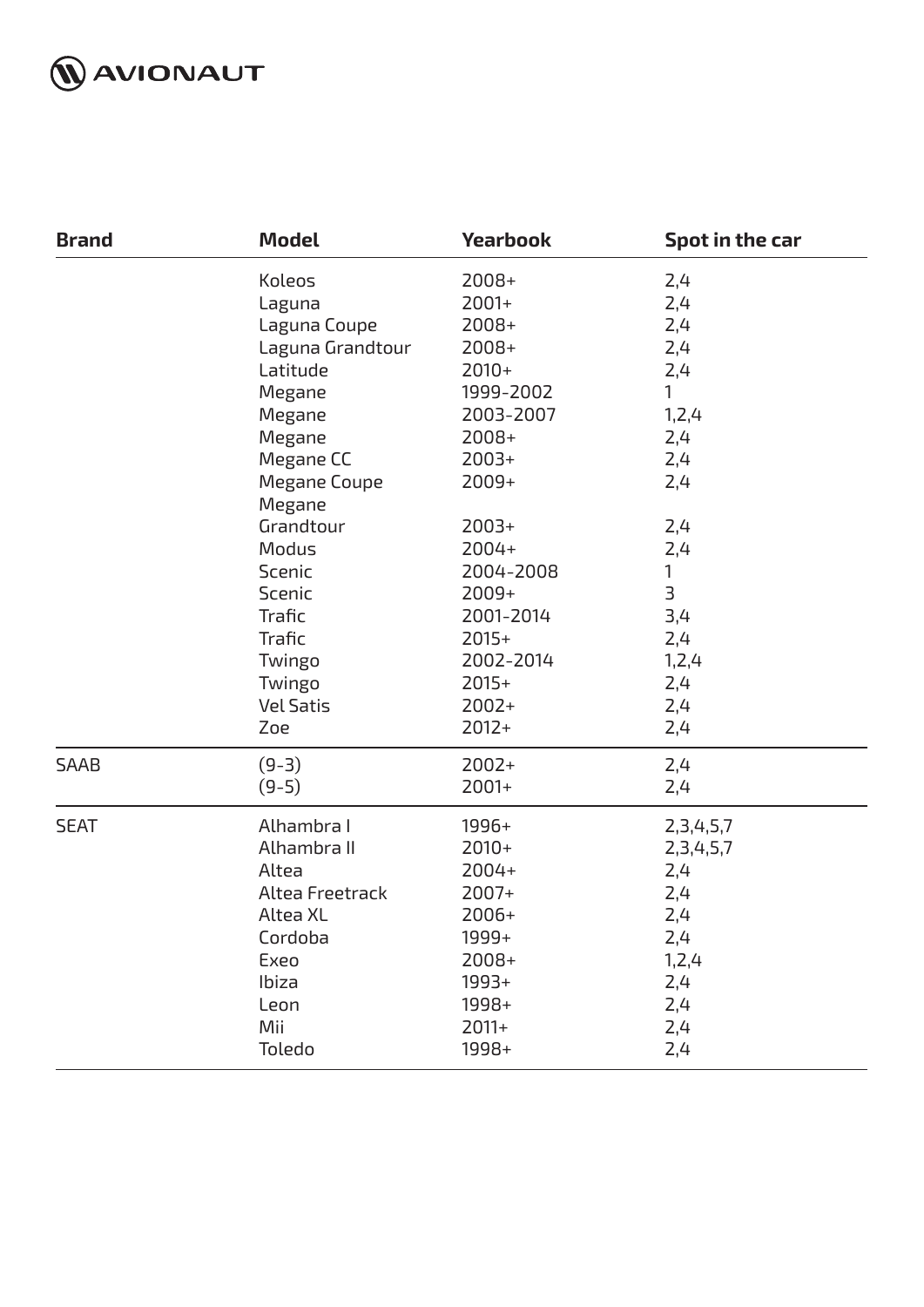| Brand | Model | Yearbook | Spot in the car |
|---|---|---|---|
| | Koleos | 2008+ | 2,4 |
| | Laguna | 2001+ | 2,4 |
| | Laguna Coupe | 2008+ | 2,4 |
| | Laguna Grandtour | 2008+ | 2,4 |
| | Latitude | 2010+ | 2,4 |
| | Megane | 1999-2002 | 1 |
| | Megane | 2003-2007 | 1,2,4 |
| | Megane | 2008+ | 2,4 |
| | Megane CC | 2003+ | 2,4 |
| | Megane Coupe | 2009+ | 2,4 |
| | Megane Grandtour | 2003+ | 2,4 |
| | Modus | 2004+ | 2,4 |
| | Scenic | 2004-2008 | 1 |
| | Scenic | 2009+ | 3 |
| | Trafic | 2001-2014 | 3,4 |
| | Trafic | 2015+ | 2,4 |
| | Twingo | 2002-2014 | 1,2,4 |
| | Twingo | 2015+ | 2,4 |
| | Vel Satis | 2002+ | 2,4 |
| | Zoe | 2012+ | 2,4 |
| SAAB | (9-3) | 2002+ | 2,4 |
| | (9-5) | 2001+ | 2,4 |
| SEAT | Alhambra I | 1996+ | 2,3,4,5,7 |
| | Alhambra II | 2010+ | 2,3,4,5,7 |
| | Altea | 2004+ | 2,4 |
| | Altea Freetrack | 2007+ | 2,4 |
| | Altea XL | 2006+ | 2,4 |
| | Cordoba | 1999+ | 2,4 |
| | Exeo | 2008+ | 1,2,4 |
| | Ibiza | 1993+ | 2,4 |
| | Leon | 1998+ | 2,4 |
| | Mii | 2011+ | 2,4 |
| | Toledo | 1998+ | 2,4 |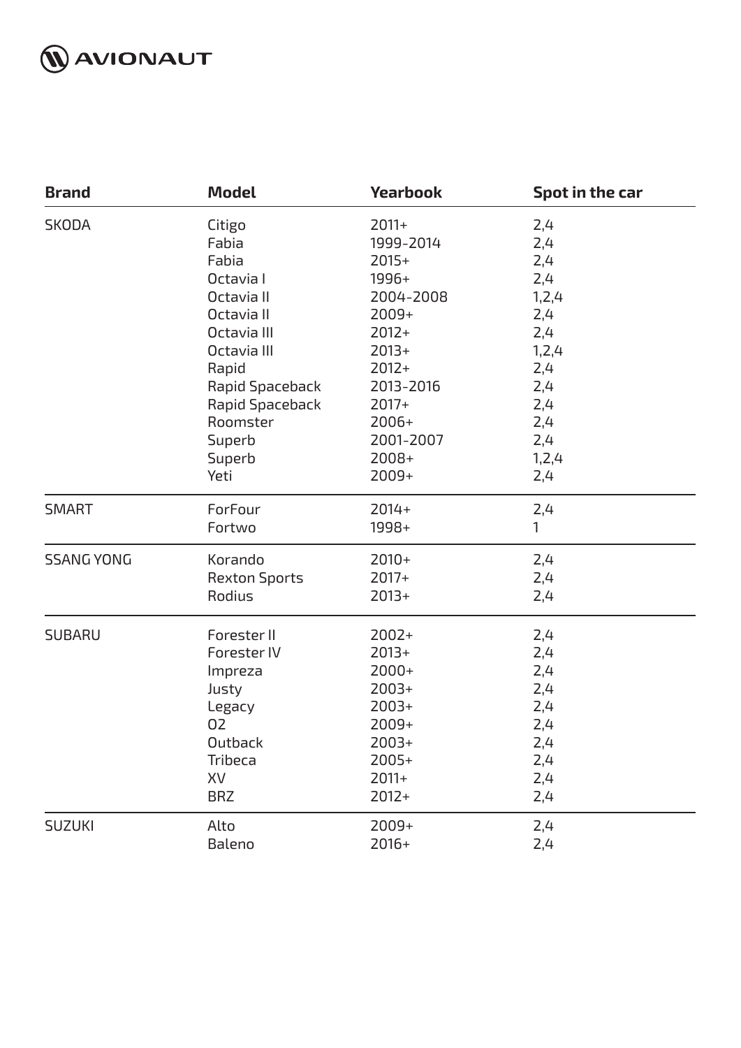| Brand | Model | Yearbook | Spot in the car |
|---|---|---|---|
| SKODA | Citigo | 2011+ | 2,4 |
| | Fabia | 1999-2014 | 2,4 |
| | Fabia | 2015+ | 2,4 |
| | Octavia I | 1996+ | 2,4 |
| | Octavia II | 2004-2008 | 1,2,4 |
| | Octavia II | 2009+ | 2,4 |
| | Octavia III | 2012+ | 2,4 |
| | Octavia III | 2013+ | 1,2,4 |
| | Rapid | 2012+ | 2,4 |
| | Rapid Spaceback | 2013-2016 | 2,4 |
| | Rapid Spaceback | 2017+ | 2,4 |
| | Roomster | 2006+ | 2,4 |
| | Superb | 2001-2007 | 2,4 |
| | Superb | 2008+ | 1,2,4 |
| | Yeti | 2009+ | 2,4 |
| SMART | ForFour | 2014+ | 2,4 |
| | Fortwo | 1998+ | 1 |
| SSANG YONG | Korando | 2010+ | 2,4 |
| | Rexton Sports | 2017+ | 2,4 |
| | Rodius | 2013+ | 2,4 |
| SUBARU | Forester II | 2002+ | 2,4 |
| | Forester IV | 2013+ | 2,4 |
| | Impreza | 2000+ | 2,4 |
| | Justy | 2003+ | 2,4 |
| | Legacy | 2003+ | 2,4 |
| | O2 | 2009+ | 2,4 |
| | Outback | 2003+ | 2,4 |
| | Tribeca | 2005+ | 2,4 |
| | XV | 2011+ | 2,4 |
| | BRZ | 2012+ | 2,4 |
| SUZUKI | Alto | 2009+ | 2,4 |
| | Baleno | 2016+ | 2,4 |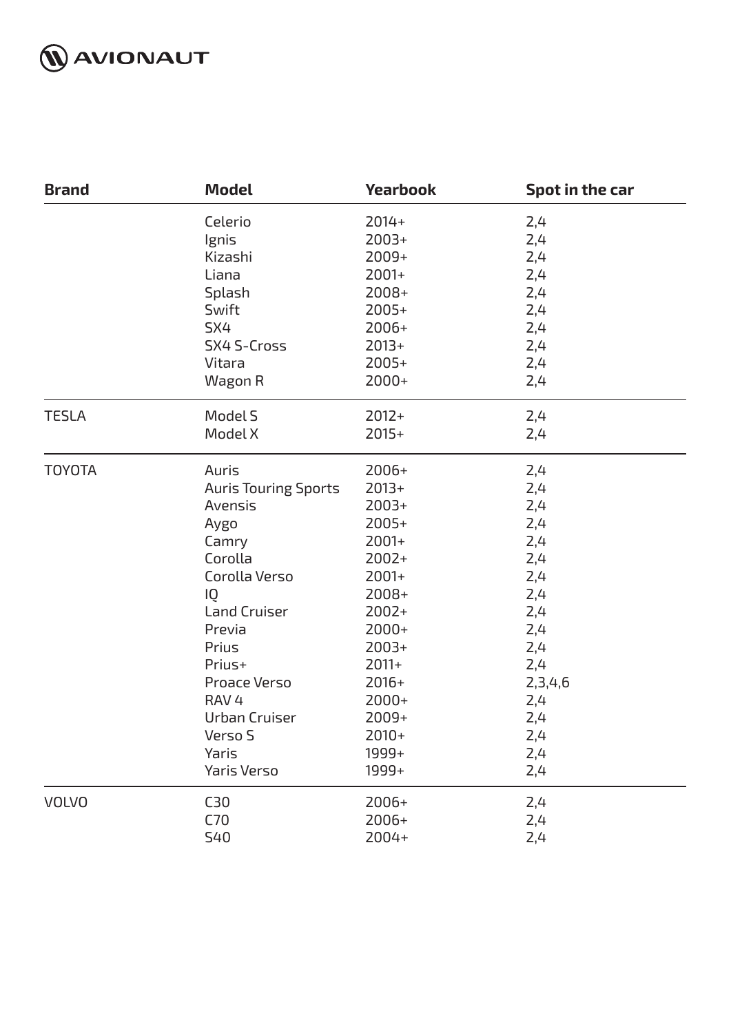| Brand | Model | Yearbook | Spot in the car |
|---|---|---|---|
| | Celerio | 2014+ | 2,4 |
| | Ignis | 2003+ | 2,4 |
| | Kizashi | 2009+ | 2,4 |
| | Liana | 2001+ | 2,4 |
| | Splash | 2008+ | 2,4 |
| | Swift | 2005+ | 2,4 |
| | SX4 | 2006+ | 2,4 |
| | SX4 S-Cross | 2013+ | 2,4 |
| | Vitara | 2005+ | 2,4 |
| | Wagon R | 2000+ | 2,4 |
| TESLA | Model S | 2012+ | 2,4 |
| | Model X | 2015+ | 2,4 |
| TOYOTA | Auris | 2006+ | 2,4 |
| | Auris Touring Sports | 2013+ | 2,4 |
| | Avensis | 2003+ | 2,4 |
| | Aygo | 2005+ | 2,4 |
| | Camry | 2001+ | 2,4 |
| | Corolla | 2002+ | 2,4 |
| | Corolla Verso | 2001+ | 2,4 |
| | IQ | 2008+ | 2,4 |
| | Land Cruiser | 2002+ | 2,4 |
| | Previa | 2000+ | 2,4 |
| | Prius | 2003+ | 2,4 |
| | Prius+ | 2011+ | 2,4 |
| | Proace Verso | 2016+ | 2,3,4,6 |
| | RAV 4 | 2000+ | 2,4 |
| | Urban Cruiser | 2009+ | 2,4 |
| | Verso S | 2010+ | 2,4 |
| | Yaris | 1999+ | 2,4 |
| | Yaris Verso | 1999+ | 2,4 |
| VOLVO | C30 | 2006+ | 2,4 |
| | C70 | 2006+ | 2,4 |
| | S40 | 2004+ | 2,4 |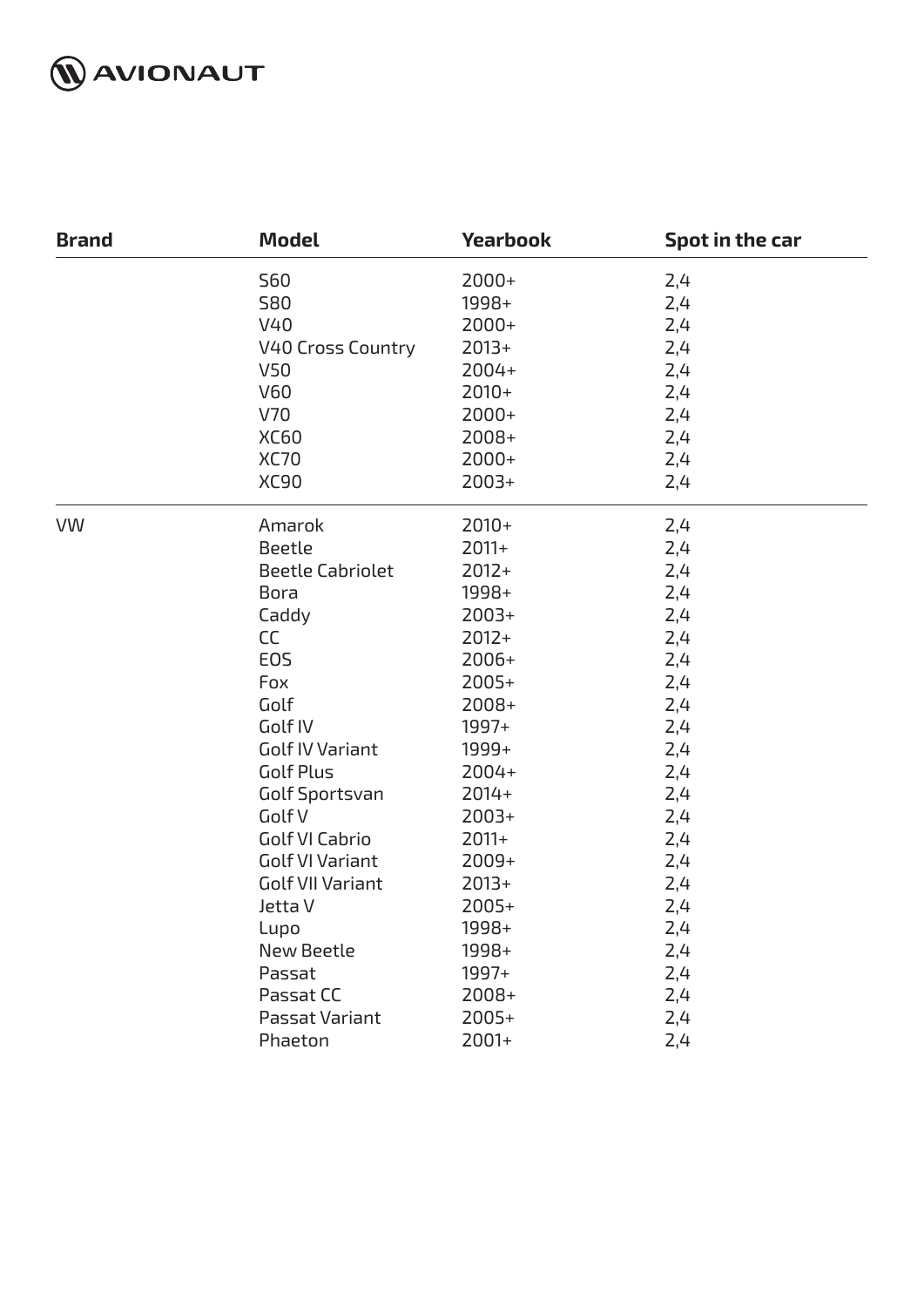| Brand | Model | Yearbook | Spot in the car |
|---|---|---|---|
| | S60 | 2000+ | 2,4 |
| | S80 | 1998+ | 2,4 |
| | V40 | 2000+ | 2,4 |
| | V40 Cross Country | 2013+ | 2,4 |
| | V50 | 2004+ | 2,4 |
| | V60 | 2010+ | 2,4 |
| | V70 | 2000+ | 2,4 |
| | XC60 | 2008+ | 2,4 |
| | XC70 | 2000+ | 2,4 |
| | XC90 | 2003+ | 2,4 |
| VW | Amarok | 2010+ | 2,4 |
| | Beetle | 2011+ | 2,4 |
| | Beetle Cabriolet | 2012+ | 2,4 |
| | Bora | 1998+ | 2,4 |
| | Caddy | 2003+ | 2,4 |
| | CC | 2012+ | 2,4 |
| | EOS | 2006+ | 2,4 |
| | Fox | 2005+ | 2,4 |
| | Golf | 2008+ | 2,4 |
| | Golf IV | 1997+ | 2,4 |
| | Golf IV Variant | 1999+ | 2,4 |
| | Golf Plus | 2004+ | 2,4 |
| | Golf Sportsvan | 2014+ | 2,4 |
| | Golf V | 2003+ | 2,4 |
| | Golf VI Cabrio | 2011+ | 2,4 |
| | Golf VI Variant | 2009+ | 2,4 |
| | Golf VII Variant | 2013+ | 2,4 |
| | Jetta V | 2005+ | 2,4 |
| | Lupo | 1998+ | 2,4 |
| | New Beetle | 1998+ | 2,4 |
| | Passat | 1997+ | 2,4 |
| | Passat CC | 2008+ | 2,4 |
| | Passat Variant | 2005+ | 2,4 |
| | Phaeton | 2001+ | 2,4 |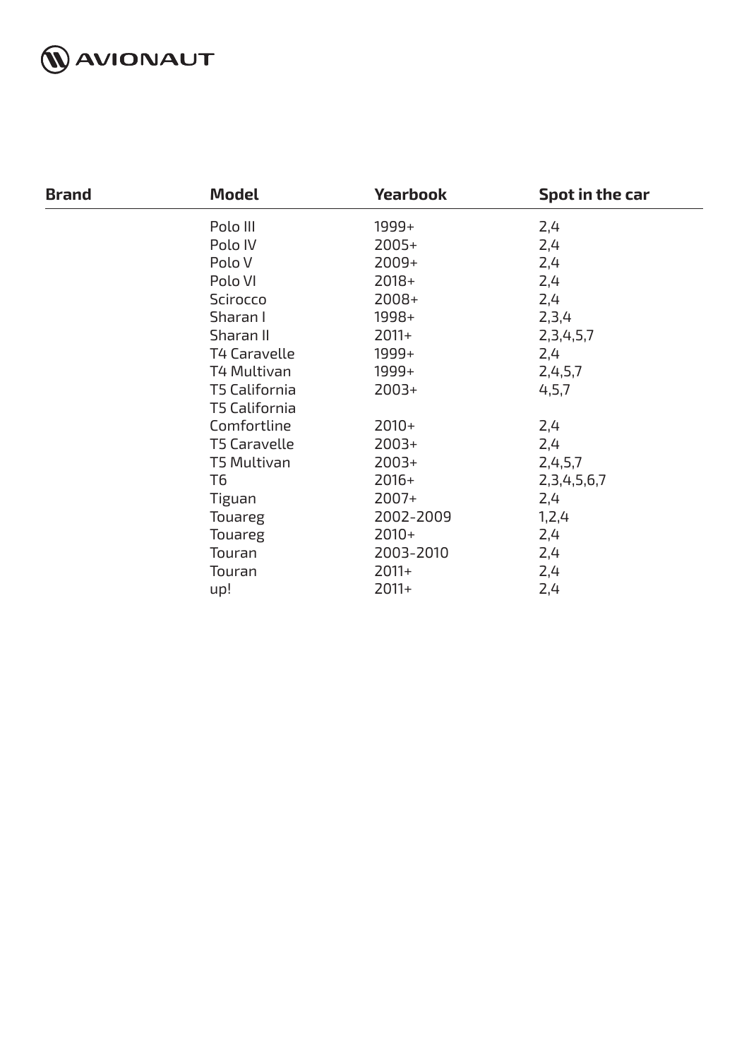| Brand | Model | Yearbook | Spot in the car |
|---|---|---|---|
| | Polo III | 1999+ | 2,4 |
| | Polo IV | 2005+ | 2,4 |
| | Polo V | 2009+ | 2,4 |
| | Polo VI | 2018+ | 2,4 |
| | Scirocco | 2008+ | 2,4 |
| | Sharan I | 1998+ | 2,3,4 |
| | Sharan II | 2011+ | 2,3,4,5,7 |
| | T4 Caravelle | 1999+ | 2,4 |
| | T4 Multivan | 1999+ | 2,4,5,7 |
| | T5 California | 2003+ | 4,5,7 |
| | T5 California Comfortline | 2010+ | 2,4 |
| | T5 Caravelle | 2003+ | 2,4 |
| | T5 Multivan | 2003+ | 2,4,5,7 |
| | T6 | 2016+ | 2,3,4,5,6,7 |
| | Tiguan | 2007+ | 2,4 |
| | Touareg | 2002-2009 | 1,2,4 |
| | Touareg | 2010+ | 2,4 |
| | Touran | 2003-2010 | 2,4 |
| | Touran | 2011+ | 2,4 |
| | up! | 2011+ | 2,4 |